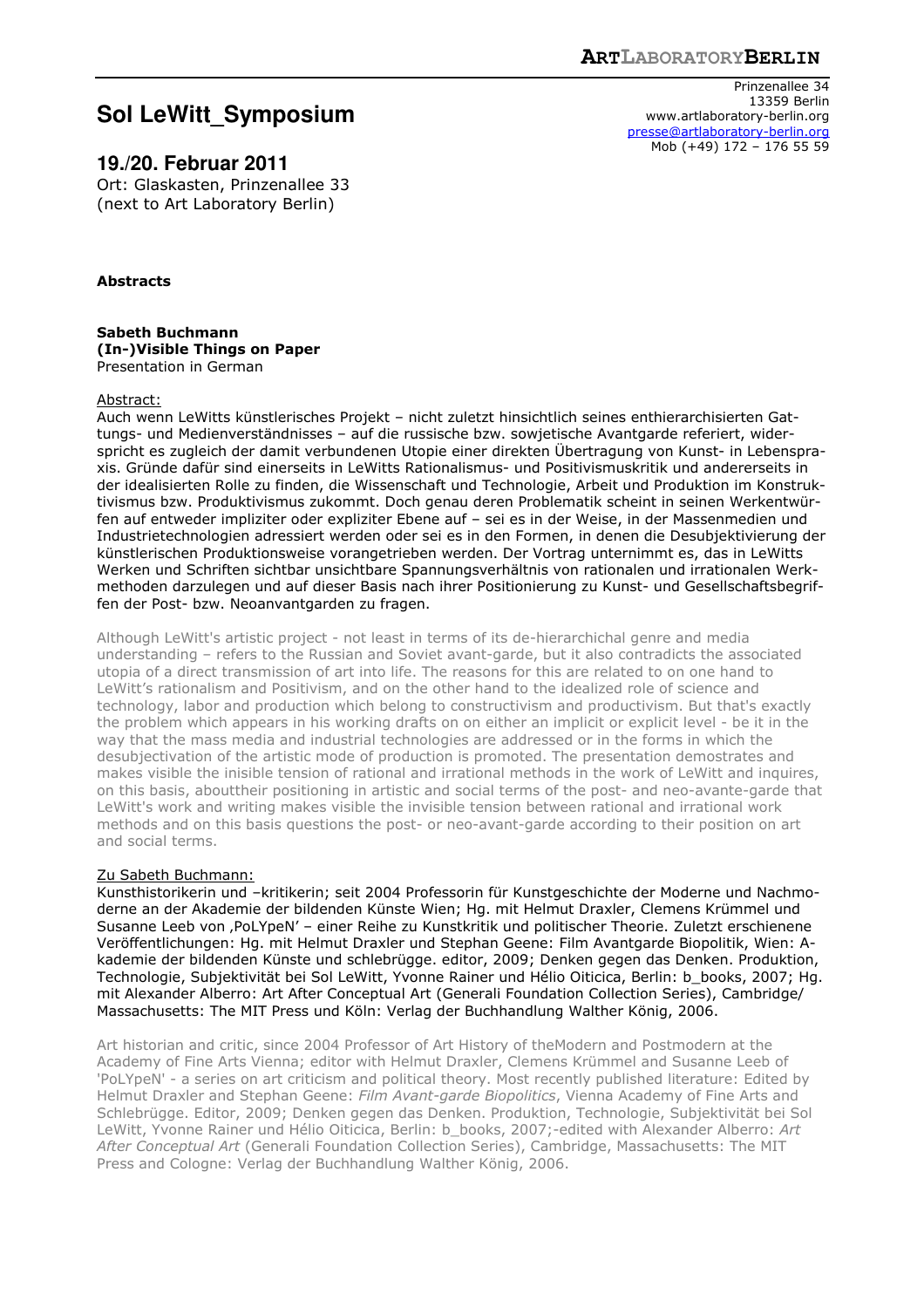**ARTLABORATORYBERLIN**

Prinzenallee 34
13359 Berlin
www.artlaboratory-berlin.org
presse@artlaboratory-berlin.org
Mob (+49) 172 – 176 55 59

# Sol LeWitt_Symposium

## 19./20. Februar 2011

Ort: Glaskasten, Prinzenallee 33
(next to Art Laboratory Berlin)

**Abstracts**

**Sabeth Buchmann**
**(In-)Visible Things on Paper**
Presentation in German

Abstract:
Auch wenn LeWitts künstlerisches Projekt – nicht zuletzt hinsichtlich seines enthierarchisierten Gattungs- und Medienverständnisses – auf die russische bzw. sowjetische Avantgarde referiert, widerspricht es zugleich der damit verbundenen Utopie einer direkten Übertragung von Kunst- in Lebenspraxis. Gründe dafür sind einerseits in LeWitts Rationalismus- und Positivismuskritik und andererseits in der idealisierten Rolle zu finden, die Wissenschaft und Technologie, Arbeit und Produktion im Konstruktivismus bzw. Produktivismus zukommt. Doch genau deren Problematik scheint in seinen Werkentwürfen auf entweder impliziter oder expliziter Ebene auf – sei es in der Weise, in der Massenmedien und Industrietechnologien adressiert werden oder sei es in den Formen, in denen die Desubjektivierung der künstlerischen Produktionsweise vorangetrieben werden. Der Vortrag unternimmt es, das in LeWitts Werken und Schriften sichtbar unsichtbare Spannungsverhältnis von rationalen und irrationalen Werkmethoden darzulegen und auf dieser Basis nach ihrer Positionierung zu Kunst- und Gesellschaftsbegriffen der Post- bzw. Neoanvantgarden zu fragen.

Although LeWitt's artistic project - not least in terms of its de-hierarchichal genre and media understanding – refers to the Russian and Soviet avant-garde, but it also contradicts the associated utopia of a direct transmission of art into life. The reasons for this are related to on one hand to LeWitt's rationalism and Positivism, and on the other hand to the idealized role of science and technology, labor and production which belong to constructivism and productivism. But that's exactly the problem which appears in his working drafts on on either an implicit or explicit level - be it in the way that the mass media and industrial technologies are addressed or in the forms in which the desubjectivation of the artistic mode of production is promoted. The presentation demostrates and makes visible the inisible tension of rational and irrational methods in the work of LeWitt and inquires, on this basis, abouttheir positioning in artistic and social terms of the post- and neo-avante-garde that LeWitt's work and writing makes visible the invisible tension between rational and irrational work methods and on this basis questions the post- or neo-avant-garde according to their position on art and social terms.

Zu Sabeth Buchmann:
Kunsthistorikerin und –kritikerin; seit 2004 Professorin für Kunstgeschichte der Moderne und Nachmoderne an der Akademie der bildenden Künste Wien; Hg. mit Helmut Draxler, Clemens Krümmel und Susanne Leeb von ‚PoLYpeN' – einer Reihe zu Kunstkritik und politischer Theorie. Zuletzt erschienene Veröffentlichungen: Hg. mit Helmut Draxler und Stephan Geene: Film Avantgarde Biopolitik, Wien: Akademie der bildenden Künste und schlebrügge. editor, 2009; Denken gegen das Denken. Produktion, Technologie, Subjektivität bei Sol LeWitt, Yvonne Rainer und Hélio Oiticica, Berlin: b_books, 2007; Hg. mit Alexander Alberro: Art After Conceptual Art (Generali Foundation Collection Series), Cambridge/ Massachusetts: The MIT Press und Köln: Verlag der Buchhandlung Walther König, 2006.

Art historian and critic, since 2004 Professor of Art History of theModern and Postmodern at the Academy of Fine Arts Vienna; editor with Helmut Draxler, Clemens Krümmel and Susanne Leeb of 'PoLYpeN' - a series on art criticism and political theory. Most recently published literature: Edited by Helmut Draxler and Stephan Geene: *Film Avant-garde Biopolitics*, Vienna Academy of Fine Arts and Schlebrügge. Editor, 2009; Denken gegen das Denken. Produktion, Technologie, Subjektivität bei Sol LeWitt, Yvonne Rainer und Hélio Oiticica, Berlin: b_books, 2007;-edited with Alexander Alberro: *Art After Conceptual Art* (Generali Foundation Collection Series), Cambridge, Massachusetts: The MIT Press and Cologne: Verlag der Buchhandlung Walther König, 2006.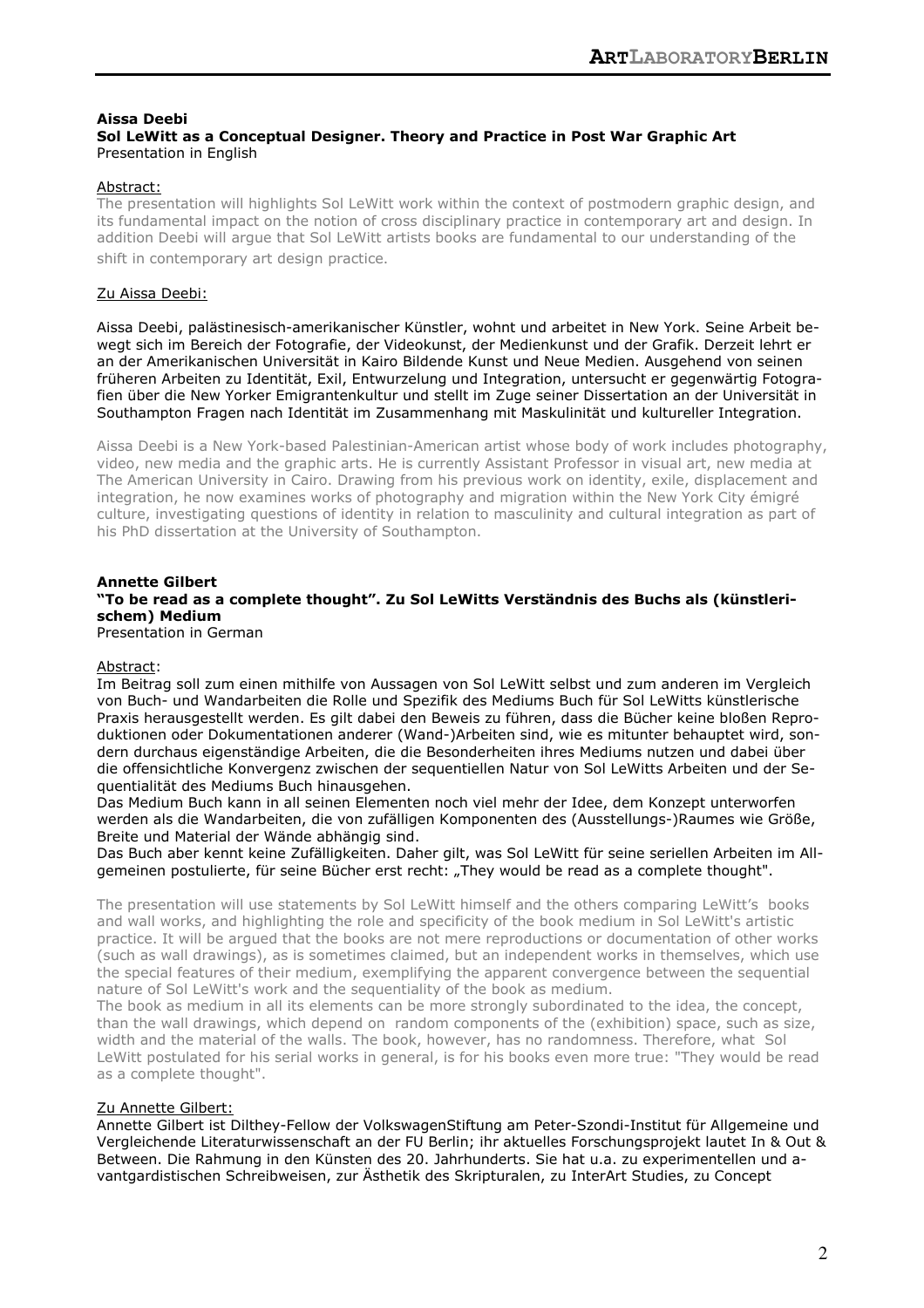**Aissa Deebi**
**Sol LeWitt as a Conceptual Designer. Theory and Practice in Post War Graphic Art**
Presentation in English

Abstract:

The presentation will highlights Sol LeWitt work within the context of postmodern graphic design, and its fundamental impact on the notion of cross disciplinary practice in contemporary art and design. In addition Deebi will argue that Sol LeWitt artists books are fundamental to our understanding of the shift in contemporary art design practice.

Zu Aissa Deebi:

Aissa Deebi, palästinesisch-amerikanischer Künstler, wohnt und arbeitet in New York. Seine Arbeit bewegt sich im Bereich der Fotografie, der Videokunst, der Medienkunst und der Grafik. Derzeit lehrt er an der Amerikanischen Universität in Kairo Bildende Kunst und Neue Medien. Ausgehend von seinen früheren Arbeiten zu Identität, Exil, Entwurzelung und Integration, untersucht er gegenwärtig Fotografien über die New Yorker Emigrantenkultur und stellt im Zuge seiner Dissertation an der Universität in Southampton Fragen nach Identität im Zusammenhang mit Maskulinität und kultureller Integration.

Aissa Deebi is a New York-based Palestinian-American artist whose body of work includes photography, video, new media and the graphic arts. He is currently Assistant Professor in visual art, new media at The American University in Cairo. Drawing from his previous work on identity, exile, displacement and integration, he now examines works of photography and migration within the New York City émigré culture, investigating questions of identity in relation to masculinity and cultural integration as part of his PhD dissertation at the University of Southampton.

**Annette Gilbert**
**"To be read as a complete thought". Zu Sol LeWitts Verständnis des Buchs als (künstlerischem) Medium**
Presentation in German

Abstract:

Im Beitrag soll zum einen mithilfe von Aussagen von Sol LeWitt selbst und zum anderen im Vergleich von Buch- und Wandarbeiten die Rolle und Spezifik des Mediums Buch für Sol LeWitts künstlerische Praxis herausgestellt werden. Es gilt dabei den Beweis zu führen, dass die Bücher keine bloßen Reproduktionen oder Dokumentationen anderer (Wand-)Arbeiten sind, wie es mitunter behauptet wird, sondern durchaus eigenständige Arbeiten, die die Besonderheiten ihres Mediums nutzen und dabei über die offensichtliche Konvergenz zwischen der sequentiellen Natur von Sol LeWitts Arbeiten und der Sequentialität des Mediums Buch hinausgehen.
Das Medium Buch kann in all seinen Elementen noch viel mehr der Idee, dem Konzept unterworfen werden als die Wandarbeiten, die von zufälligen Komponenten des (Ausstellungs-)Raumes wie Größe, Breite und Material der Wände abhängig sind.
Das Buch aber kennt keine Zufälligkeiten. Daher gilt, was Sol LeWitt für seine seriellen Arbeiten im Allgemeinen postulierte, für seine Bücher erst recht: „They would be read as a complete thought".

The presentation will use statements by Sol LeWitt himself and the others comparing LeWitt's books and wall works, and highlighting the role and specificity of the book medium in Sol LeWitt's artistic practice. It will be argued that the books are not mere reproductions or documentation of other works (such as wall drawings), as is sometimes claimed, but an independent works in themselves, which use the special features of their medium, exemplifying the apparent convergence between the sequential nature of Sol LeWitt's work and the sequentiality of the book as medium.
The book as medium in all its elements can be more strongly subordinated to the idea, the concept, than the wall drawings, which depend on random components of the (exhibition) space, such as size, width and the material of the walls. The book, however, has no randomness. Therefore, what Sol LeWitt postulated for his serial works in general, is for his books even more true: "They would be read as a complete thought".

Zu Annette Gilbert:

Annette Gilbert ist Dilthey-Fellow der VolkswagenStiftung am Peter-Szondi-Institut für Allgemeine und Vergleichende Literaturwissenschaft an der FU Berlin; ihr aktuelles Forschungsprojekt lautet In & Out & Between. Die Rahmung in den Künsten des 20. Jahrhunderts. Sie hat u.a. zu experimentellen und avantgardistischen Schreibweisen, zur Ästhetik des Skripturalen, zu InterArt Studies, zu Concept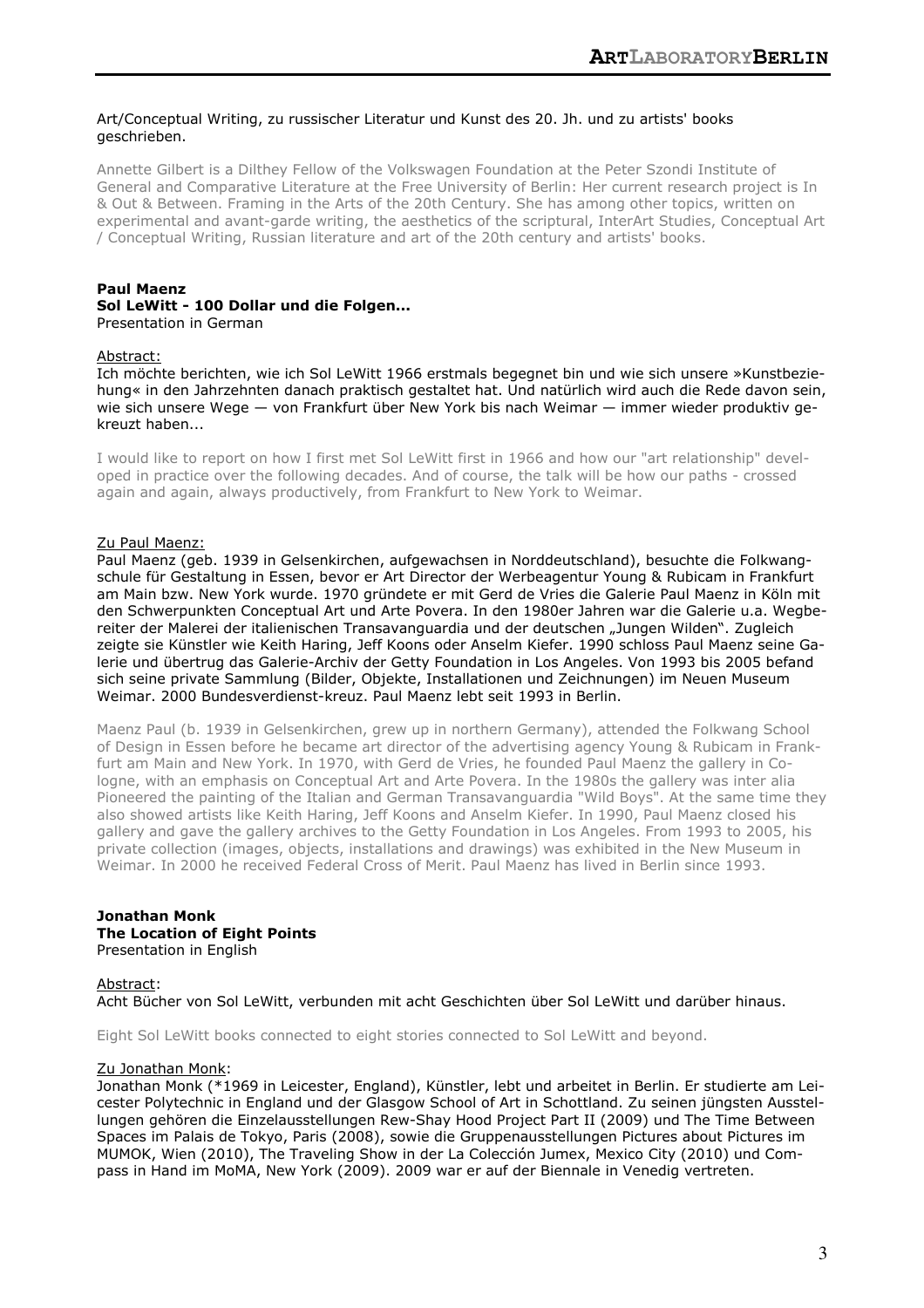Art/Conceptual Writing, zu russischer Literatur und Kunst des 20. Jh. und zu artists' books geschrieben.

Annette Gilbert is a Dilthey Fellow of the Volkswagen Foundation at the Peter Szondi Institute of General and Comparative Literature at the Free University of Berlin: Her current research project is In & Out & Between. Framing in the Arts of the 20th Century. She has among other topics, written on experimental and avant-garde writing, the aesthetics of the scriptural, InterArt Studies, Conceptual Art / Conceptual Writing, Russian literature and art of the 20th century and artists' books.

**Paul Maenz**
**Sol LeWitt - 100 Dollar und die Folgen...**
Presentation in German

Abstract:
Ich möchte berichten, wie ich Sol LeWitt 1966 erstmals begegnet bin und wie sich unsere »Kunstbeziehung« in den Jahrzehnten danach praktisch gestaltet hat. Und natürlich wird auch die Rede davon sein, wie sich unsere Wege — von Frankfurt über New York bis nach Weimar — immer wieder produktiv gekreuzt haben...

I would like to report on how I first met Sol LeWitt first in 1966 and how our "art relationship" developed in practice over the following decades. And of course, the talk will be how our paths - crossed again and again, always productively, from Frankfurt to New York to Weimar.

Zu Paul Maenz:
Paul Maenz (geb. 1939 in Gelsenkirchen, aufgewachsen in Norddeutschland), besuchte die Folkwangschule für Gestaltung in Essen, bevor er Art Director der Werbeagentur Young & Rubicam in Frankfurt am Main bzw. New York wurde. 1970 gründete er mit Gerd de Vries die Galerie Paul Maenz in Köln mit den Schwerpunkten Conceptual Art und Arte Povera. In den 1980er Jahren war die Galerie u.a. Wegbereiter der Malerei der italienischen Transavanguardia und der deutschen „Jungen Wilden". Zugleich zeigte sie Künstler wie Keith Haring, Jeff Koons oder Anselm Kiefer. 1990 schloss Paul Maenz seine Galerie und übertrug das Galerie-Archiv der Getty Foundation in Los Angeles. Von 1993 bis 2005 befand sich seine private Sammlung (Bilder, Objekte, Installationen und Zeichnungen) im Neuen Museum Weimar. 2000 Bundesverdienst-kreuz. Paul Maenz lebt seit 1993 in Berlin.

Maenz Paul (b. 1939 in Gelsenkirchen, grew up in northern Germany), attended the Folkwang School of Design in Essen before he became art director of the advertising agency Young & Rubicam in Frankfurt am Main and New York. In 1970, with Gerd de Vries, he founded Paul Maenz the gallery in Cologne, with an emphasis on Conceptual Art and Arte Povera. In the 1980s the gallery was inter alia Pioneered the painting of the Italian and German Transavanguardia "Wild Boys". At the same time they also showed artists like Keith Haring, Jeff Koons and Anselm Kiefer. In 1990, Paul Maenz closed his gallery and gave the gallery archives to the Getty Foundation in Los Angeles. From 1993 to 2005, his private collection (images, objects, installations and drawings) was exhibited in the New Museum in Weimar. In 2000 he received Federal Cross of Merit. Paul Maenz has lived in Berlin since 1993.

**Jonathan Monk**
**The Location of Eight Points**
Presentation in English

Abstract:
Acht Bücher von Sol LeWitt, verbunden mit acht Geschichten über Sol LeWitt und darüber hinaus.

Eight Sol LeWitt books connected to eight stories connected to Sol LeWitt and beyond.

Zu Jonathan Monk:
Jonathan Monk (*1969 in Leicester, England), Künstler, lebt und arbeitet in Berlin. Er studierte am Leicester Polytechnic in England und der Glasgow School of Art in Schottland. Zu seinen jüngsten Ausstellungen gehören die Einzelausstellungen Rew-Shay Hood Project Part II (2009) und The Time Between Spaces im Palais de Tokyo, Paris (2008), sowie die Gruppenausstellungen Pictures about Pictures im MUMOK, Wien (2010), The Traveling Show in der La Colección Jumex, Mexico City (2010) und Compass in Hand im MoMA, New York (2009). 2009 war er auf der Biennale in Venedig vertreten.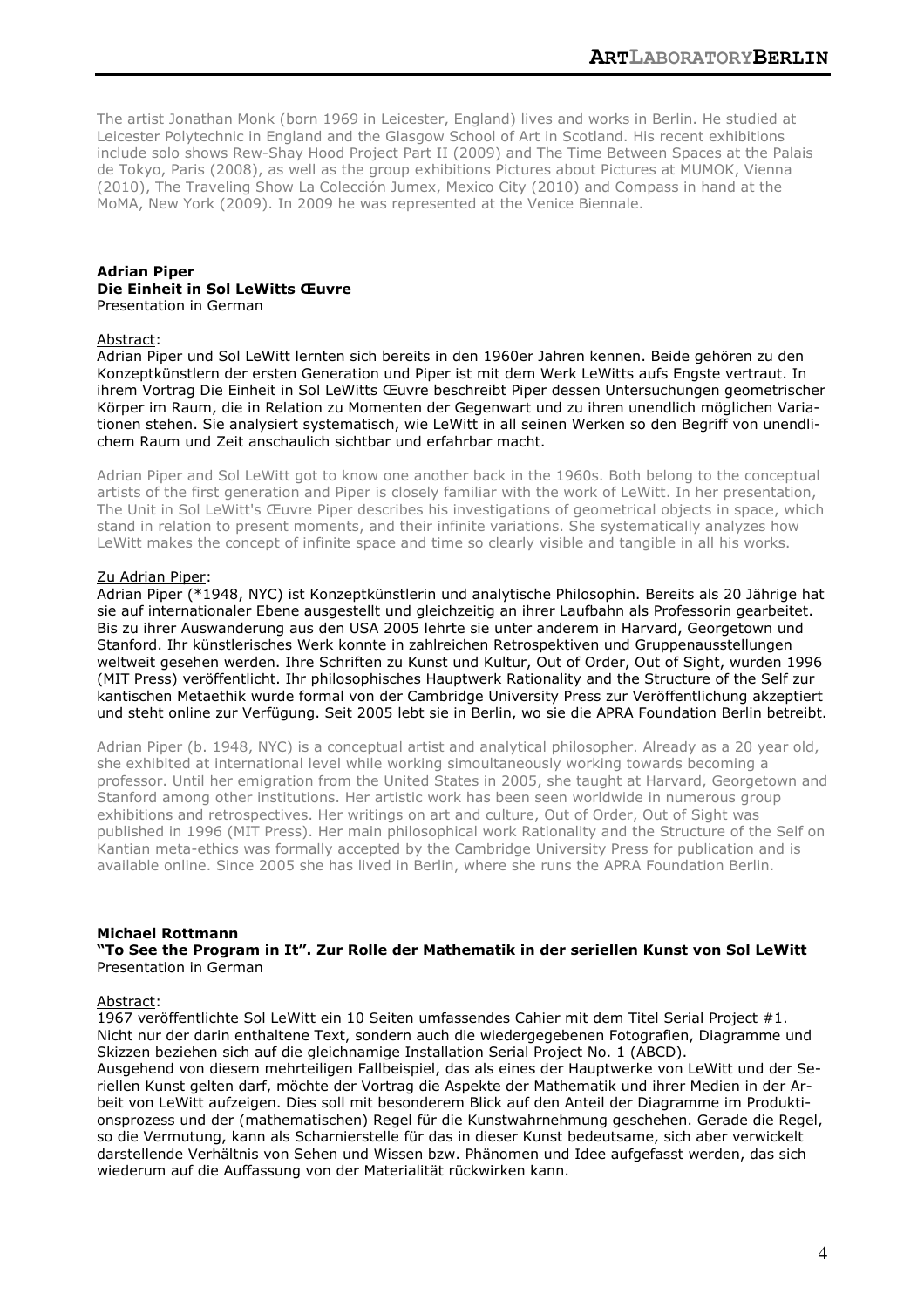The artist Jonathan Monk (born 1969 in Leicester, England) lives and works in Berlin. He studied at Leicester Polytechnic in England and the Glasgow School of Art in Scotland. His recent exhibitions include solo shows Rew-Shay Hood Project Part II (2009) and The Time Between Spaces at the Palais de Tokyo, Paris (2008), as well as the group exhibitions Pictures about Pictures at MUMOK, Vienna (2010), The Traveling Show La Colección Jumex, Mexico City (2010) and Compass in hand at the MoMA, New York (2009). In 2009 he was represented at the Venice Biennale.

**Adrian Piper**
**Die Einheit in Sol LeWitts Œuvre**
Presentation in German

Abstract:
Adrian Piper und Sol LeWitt lernten sich bereits in den 1960er Jahren kennen. Beide gehören zu den Konzeptkünstlern der ersten Generation und Piper ist mit dem Werk LeWitts aufs Engste vertraut. In ihrem Vortrag Die Einheit in Sol LeWitts Œuvre beschreibt Piper dessen Untersuchungen geometrischer Körper im Raum, die in Relation zu Momenten der Gegenwart und zu ihren unendlich möglichen Variationen stehen. Sie analysiert systematisch, wie LeWitt in all seinen Werken so den Begriff von unendlichem Raum und Zeit anschaulich sichtbar und erfahrbar macht.

Adrian Piper and Sol LeWitt got to know one another back in the 1960s. Both belong to the conceptual artists of the first generation and Piper is closely familiar with the work of LeWitt. In her presentation, The Unit in Sol LeWitt's Œuvre Piper describes his investigations of geometrical objects in space, which stand in relation to present moments, and their infinite variations. She systematically analyzes how LeWitt makes the concept of infinite space and time so clearly visible and tangible in all his works.

Zu Adrian Piper:
Adrian Piper (*1948, NYC) ist Konzeptkünstlerin und analytische Philosophin. Bereits als 20 Jährige hat sie auf internationaler Ebene ausgestellt und gleichzeitig an ihrer Laufbahn als Professorin gearbeitet. Bis zu ihrer Auswanderung aus den USA 2005 lehrte sie unter anderem in Harvard, Georgetown und Stanford. Ihr künstlerisches Werk konnte in zahlreichen Retrospektiven und Gruppenausstellungen weltweit gesehen werden. Ihre Schriften zu Kunst und Kultur, Out of Order, Out of Sight, wurden 1996 (MIT Press) veröffentlicht. Ihr philosophisches Hauptwerk Rationality and the Structure of the Self zur kantischen Metaethik wurde formal von der Cambridge University Press zur Veröffentlichung akzeptiert und steht online zur Verfügung. Seit 2005 lebt sie in Berlin, wo sie die APRA Foundation Berlin betreibt.

Adrian Piper (b. 1948, NYC) is a conceptual artist and analytical philosopher. Already as a 20 year old, she exhibited at international level while working simoultaneously working towards becoming a professor. Until her emigration from the United States in 2005, she taught at Harvard, Georgetown and Stanford among other institutions. Her artistic work has been seen worldwide in numerous group exhibitions and retrospectives. Her writings on art and culture, Out of Order, Out of Sight was published in 1996 (MIT Press). Her main philosophical work Rationality and the Structure of the Self on Kantian meta-ethics was formally accepted by the Cambridge University Press for publication and is available online. Since 2005 she has lived in Berlin, where she runs the APRA Foundation Berlin.

**Michael Rottmann**
**"To See the Program in It". Zur Rolle der Mathematik in der seriellen Kunst von Sol LeWitt**
Presentation in German

Abstract:
1967 veröffentlichte Sol LeWitt ein 10 Seiten umfassendes Cahier mit dem Titel Serial Project #1. Nicht nur der darin enthaltene Text, sondern auch die wiedergegebenen Fotografien, Diagramme und Skizzen beziehen sich auf die gleichnamige Installation Serial Project No. 1 (ABCD).
Ausgehend von diesem mehrteiligen Fallbeispiel, das als eines der Hauptwerke von LeWitt und der Seriellen Kunst gelten darf, möchte der Vortrag die Aspekte der Mathematik und ihrer Medien in der Arbeit von LeWitt aufzeigen. Dies soll mit besonderem Blick auf den Anteil der Diagramme im Produktionsprozess und der (mathematischen) Regel für die Kunstwahrnehmung geschehen. Gerade die Regel, so die Vermutung, kann als Scharnierstelle für das in dieser Kunst bedeutsame, sich aber verwickelt darstellende Verhältnis von Sehen und Wissen bzw. Phänomen und Idee aufgefasst werden, das sich wiederum auf die Auffassung von der Materialität rückwirken kann.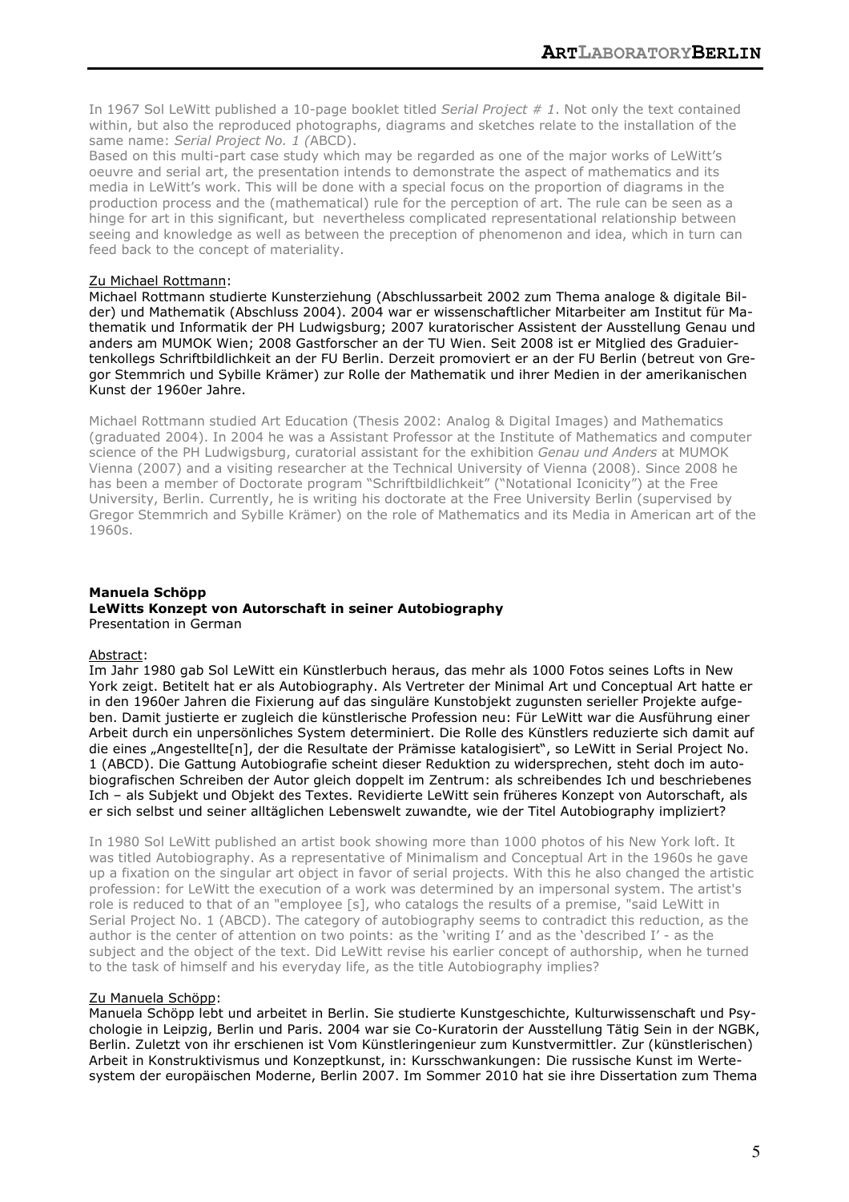In 1967 Sol LeWitt published a 10-page booklet titled *Serial Project # 1*. Not only the text contained within, but also the reproduced photographs, diagrams and sketches relate to the installation of the same name: *Serial Project No. 1 (*ABCD).
Based on this multi-part case study which may be regarded as one of the major works of LeWitt's oeuvre and serial art, the presentation intends to demonstrate the aspect of mathematics and its media in LeWitt's work. This will be done with a special focus on the proportion of diagrams in the production process and the (mathematical) rule for the perception of art. The rule can be seen as a hinge for art in this significant, but nevertheless complicated representational relationship between seeing and knowledge as well as between the preception of phenomenon and idea, which in turn can feed back to the concept of materiality.

Zu Michael Rottmann:
Michael Rottmann studierte Kunsterziehung (Abschlussarbeit 2002 zum Thema analoge & digitale Bilder) und Mathematik (Abschluss 2004). 2004 war er wissenschaftlicher Mitarbeiter am Institut für Mathematik und Informatik der PH Ludwigsburg; 2007 kuratorischer Assistent der Ausstellung Genau und anders am MUMOK Wien; 2008 Gastforscher an der TU Wien. Seit 2008 ist er Mitglied des Graduiertenkollegs Schriftbildlichkeit an der FU Berlin. Derzeit promoviert er an der FU Berlin (betreut von Gregor Stemmrich und Sybille Krämer) zur Rolle der Mathematik und ihrer Medien in der amerikanischen Kunst der 1960er Jahre.

Michael Rottmann studied Art Education (Thesis 2002: Analog & Digital Images) and Mathematics (graduated 2004). In 2004 he was a Assistant Professor at the Institute of Mathematics and computer science of the PH Ludwigsburg, curatorial assistant for the exhibition *Genau und Anders* at MUMOK Vienna (2007) and a visiting researcher at the Technical University of Vienna (2008). Since 2008 he has been a member of Doctorate program "Schriftbildlichkeit" ("Notational Iconicity") at the Free University, Berlin. Currently, he is writing his doctorate at the Free University Berlin (supervised by Gregor Stemmrich and Sybille Krämer) on the role of Mathematics and its Media in American art of the 1960s.

**Manuela Schöpp**
**LeWitts Konzept von Autorschaft in seiner Autobiography**
Presentation in German

Abstract:
Im Jahr 1980 gab Sol LeWitt ein Künstlerbuch heraus, das mehr als 1000 Fotos seines Lofts in New York zeigt. Betitelt hat er als Autobiography. Als Vertreter der Minimal Art und Conceptual Art hatte er in den 1960er Jahren die Fixierung auf das singuläre Kunstobjekt zugunsten serieller Projekte aufgeben. Damit justierte er zugleich die künstlerische Profession neu: Für LeWitt war die Ausführung einer Arbeit durch ein unpersönliches System determiniert. Die Rolle des Künstlers reduzierte sich damit auf die eines „Angestellte[n], der die Resultate der Prämisse katalogisiert", so LeWitt in Serial Project No. 1 (ABCD). Die Gattung Autobiografie scheint dieser Reduktion zu widersprechen, steht doch im autobiografischen Schreiben der Autor gleich doppelt im Zentrum: als schreibendes Ich und beschriebenes Ich – als Subjekt und Objekt des Textes. Revidierte LeWitt sein früheres Konzept von Autorschaft, als er sich selbst und seiner alltäglichen Lebenswelt zuwandte, wie der Titel Autobiography impliziert?

In 1980 Sol LeWitt published an artist book showing more than 1000 photos of his New York loft. It was titled Autobiography. As a representative of Minimalism and Conceptual Art in the 1960s he gave up a fixation on the singular art object in favor of serial projects. With this he also changed the artistic profession: for LeWitt the execution of a work was determined by an impersonal system. The artist's role is reduced to that of an "employee [s], who catalogs the results of a premise, "said LeWitt in Serial Project No. 1 (ABCD). The category of autobiography seems to contradict this reduction, as the author is the center of attention on two points: as the 'writing I' and as the 'described I' - as the subject and the object of the text. Did LeWitt revise his earlier concept of authorship, when he turned to the task of himself and his everyday life, as the title Autobiography implies?

Zu Manuela Schöpp:
Manuela Schöpp lebt und arbeitet in Berlin. Sie studierte Kunstgeschichte, Kulturwissenschaft und Psychologie in Leipzig, Berlin und Paris. 2004 war sie Co-Kuratorin der Ausstellung Tätig Sein in der NGBK, Berlin. Zuletzt von ihr erschienen ist Vom Künstleringenieur zum Kunstvermittler. Zur (künstlerischen) Arbeit in Konstruktivismus und Konzeptkunst, in: Kursschwankungen: Die russische Kunst im Wertesystem der europäischen Moderne, Berlin 2007. Im Sommer 2010 hat sie ihre Dissertation zum Thema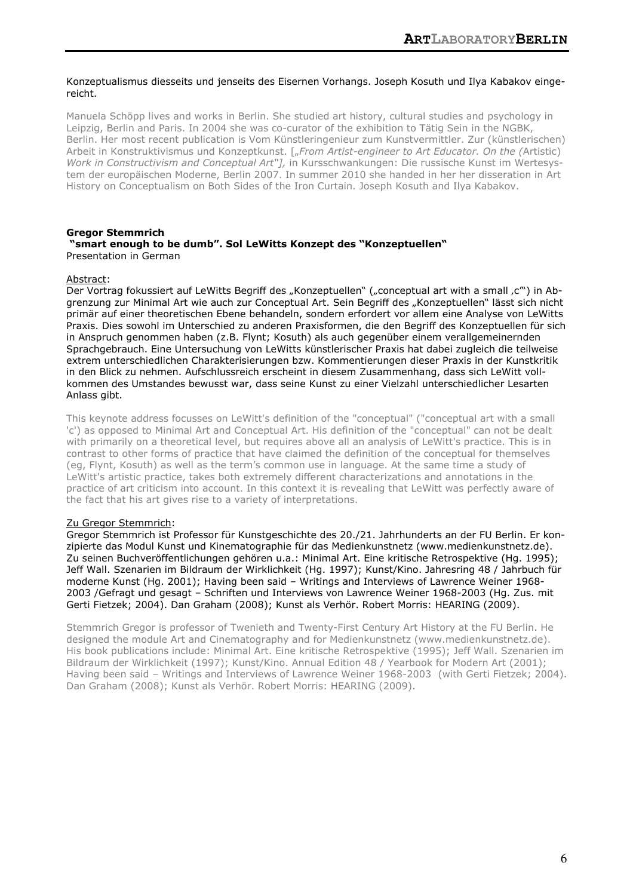Konzeptualismus diesseits und jenseits des Eisernen Vorhangs. Joseph Kosuth und Ilya Kabakov eingereicht.

Manuela Schöpp lives and works in Berlin. She studied art history, cultural studies and psychology in Leipzig, Berlin and Paris. In 2004 she was co-curator of the exhibition to Tätig Sein in the NGBK, Berlin. Her most recent publication is Vom Künstleringenieur zum Kunstvermittler. Zur (künstlerischen) Arbeit in Konstruktivismus und Konzeptkunst. [*„From Artist-engineer to Art Educator. On the (*Artistic) *Work in Constructivism and Conceptual Art"],* in Kursschwankungen: Die russische Kunst im Wertesystem der europäischen Moderne, Berlin 2007. In summer 2010 she handed in her her disseration in Art History on Conceptualism on Both Sides of the Iron Curtain. Joseph Kosuth and Ilya Kabakov.

**Gregor Stemmrich**
**"smart enough to be dumb". Sol LeWitts Konzept des "Konzeptuellen"**
Presentation in German

Abstract:
Der Vortrag fokussiert auf LeWitts Begriff des „Konzeptuellen" („conceptual art with a small ‚c'") in Abgrenzung zur Minimal Art wie auch zur Conceptual Art. Sein Begriff des „Konzeptuellen" lässt sich nicht primär auf einer theoretischen Ebene behandeln, sondern erfordert vor allem eine Analyse von LeWitts Praxis. Dies sowohl im Unterschied zu anderen Praxisformen, die den Begriff des Konzeptuellen für sich in Anspruch genommen haben (z.B. Flynt; Kosuth) als auch gegenüber einem verallgemeinernden Sprachgebrauch. Eine Untersuchung von LeWitts künstlerischer Praxis hat dabei zugleich die teilweise extrem unterschiedlichen Charakterisierungen bzw. Kommentierungen dieser Praxis in der Kunstkritik in den Blick zu nehmen. Aufschlussreich erscheint in diesem Zusammenhang, dass sich LeWitt vollkommen des Umstandes bewusst war, dass seine Kunst zu einer Vielzahl unterschiedlicher Lesarten Anlass gibt.

This keynote address focusses on LeWitt's definition of the "conceptual" ("conceptual art with a small 'c') as opposed to Minimal Art and Conceptual Art. His definition of the "conceptual" can not be dealt with primarily on a theoretical level, but requires above all an analysis of LeWitt's practice. This is in contrast to other forms of practice that have claimed the definition of the conceptual for themselves (eg, Flynt, Kosuth) as well as the term's common use in language. At the same time a study of LeWitt's artistic practice, takes both extremely different characterizations and annotations in the practice of art criticism into account. In this context it is revealing that LeWitt was perfectly aware of the fact that his art gives rise to a variety of interpretations.

Zu Gregor Stemmrich:
Gregor Stemmrich ist Professor für Kunstgeschichte des 20./21. Jahrhunderts an der FU Berlin. Er konzipierte das Modul Kunst und Kinematographie für das Medienkunstnetz (www.medienkunstnetz.de). Zu seinen Buchveröffentlichungen gehören u.a.: Minimal Art. Eine kritische Retrospektive (Hg. 1995); Jeff Wall. Szenarien im Bildraum der Wirklichkeit (Hg. 1997); Kunst/Kino. Jahresring 48 / Jahrbuch für moderne Kunst (Hg. 2001); Having been said – Writings and Interviews of Lawrence Weiner 1968-2003 /Gefragt und gesagt – Schriften und Interviews von Lawrence Weiner 1968-2003 (Hg. Zus. mit Gerti Fietzek; 2004). Dan Graham (2008); Kunst als Verhör. Robert Morris: HEARING (2009).

Stemmrich Gregor is professor of Twenieth and Twenty-First Century Art History at the FU Berlin. He designed the module Art and Cinematography and for Medienkunstnetz (www.medienkunstnetz.de). His book publications include: Minimal Art. Eine kritische Retrospektive (1995); Jeff Wall. Szenarien im Bildraum der Wirklichkeit (1997); Kunst/Kino. Annual Edition 48 / Yearbook for Modern Art (2001); Having been said – Writings and Interviews of Lawrence Weiner 1968-2003 (with Gerti Fietzek; 2004). Dan Graham (2008); Kunst als Verhör. Robert Morris: HEARING (2009).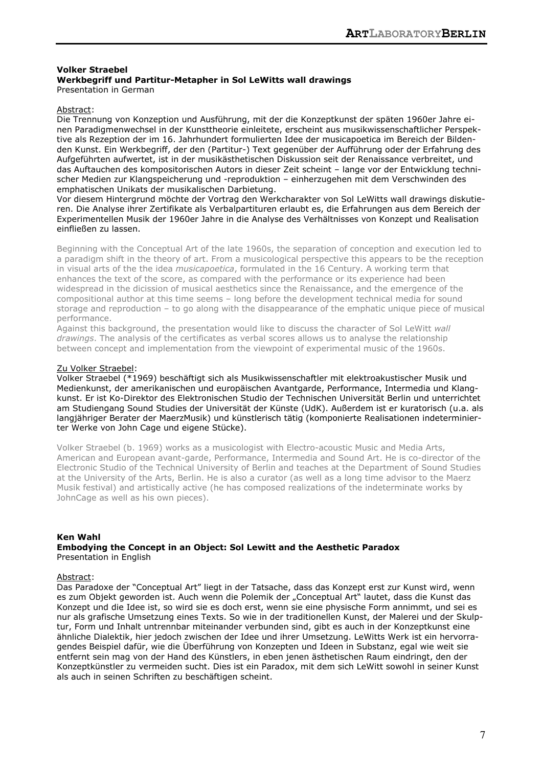**Volker Straebel**
**Werkbegriff und Partitur-Metapher in Sol LeWitts wall drawings**
Presentation in German

Abstract:
Die Trennung von Konzeption und Ausführung, mit der die Konzeptkunst der späten 1960er Jahre einen Paradigmenwechsel in der Kunsttheorie einleitete, erscheint aus musikwissenschaftlicher Perspektive als Rezeption der im 16. Jahrhundert formulierten Idee der musicapoetica im Bereich der Bildenden Kunst. Ein Werkbegriff, der den (Partitur-) Text gegenüber der Aufführung oder der Erfahrung des Aufgeführten aufwertet, ist in der musikästhetischen Diskussion seit der Renaissance verbreitet, und das Auftauchen des kompositorischen Autors in dieser Zeit scheint – lange vor der Entwicklung technischer Medien zur Klangspeicherung und -reproduktion – einherzugehen mit dem Verschwinden des emphatischen Unikats der musikalischen Darbietung.
Vor diesem Hintergrund möchte der Vortrag den Werkcharakter von Sol LeWitts wall drawings diskutieren. Die Analyse ihrer Zertifikate als Verbalpartituren erlaubt es, die Erfahrungen aus dem Bereich der Experimentellen Musik der 1960er Jahre in die Analyse des Verhältnisses von Konzept und Realisation einfließen zu lassen.

Beginning with the Conceptual Art of the late 1960s, the separation of conception and execution led to a paradigm shift in the theory of art. From a musicological perspective this appears to be the reception in visual arts of the the idea *musicapoetica*, formulated in the 16 Century. A working term that enhances the text of the score, as compared with the performance or its experience had been widespread in the dicission of musical aesthetics since the Renaissance, and the emergence of the compositional author at this time seems – long before the development technical media for sound storage and reproduction – to go along with the disappearance of the emphatic unique piece of musical performance.
Against this background, the presentation would like to discuss the character of Sol LeWitt *wall drawings*. The analysis of the certificates as verbal scores allows us to analyse the relationship between concept and implementation from the viewpoint of experimental music of the 1960s.

Zu Volker Straebel:
Volker Straebel (*1969) beschäftigt sich als Musikwissenschaftler mit elektroakustischer Musik und Medienkunst, der amerikanischen und europäischen Avantgarde, Performance, Intermedia und Klangkunst. Er ist Ko-Direktor des Elektronischen Studio der Technischen Universität Berlin und unterrichtet am Studiengang Sound Studies der Universität der Künste (UdK). Außerdem ist er kuratorisch (u.a. als langjähriger Berater der MaerzMusik) und künstlerisch tätig (komponierte Realisationen indeterminierter Werke von John Cage und eigene Stücke).

Volker Straebel (b. 1969) works as a musicologist with Electro-acoustic Music and Media Arts, American and European avant-garde, Performance, Intermedia and Sound Art. He is co-director of the Electronic Studio of the Technical University of Berlin and teaches at the Department of Sound Studies at the University of the Arts, Berlin. He is also a curator (as well as a long time advisor to the Maerz Musik festival) and artistically active (he has composed realizations of the indeterminate works by JohnCage as well as his own pieces).

**Ken Wahl**
**Embodying the Concept in an Object: Sol Lewitt and the Aesthetic Paradox**
Presentation in English

Abstract:
Das Paradoxe der "Conceptual Art" liegt in der Tatsache, dass das Konzept erst zur Kunst wird, wenn es zum Objekt geworden ist. Auch wenn die Polemik der „Conceptual Art" lautet, dass die Kunst das Konzept und die Idee ist, so wird sie es doch erst, wenn sie eine physische Form annimmt, und sei es nur als grafische Umsetzung eines Texts. So wie in der traditionellen Kunst, der Malerei und der Skulptur, Form und Inhalt untrennbar miteinander verbunden sind, gibt es auch in der Konzeptkunst eine ähnliche Dialektik, hier jedoch zwischen der Idee und ihrer Umsetzung. LeWitts Werk ist ein hervorragendes Beispiel dafür, wie die Überführung von Konzepten und Ideen in Substanz, egal wie weit sie entfernt sein mag von der Hand des Künstlers, in eben jenen ästhetischen Raum eindringt, den der Konzeptkünstler zu vermeiden sucht. Dies ist ein Paradox, mit dem sich LeWitt sowohl in seiner Kunst als auch in seinen Schriften zu beschäftigen scheint.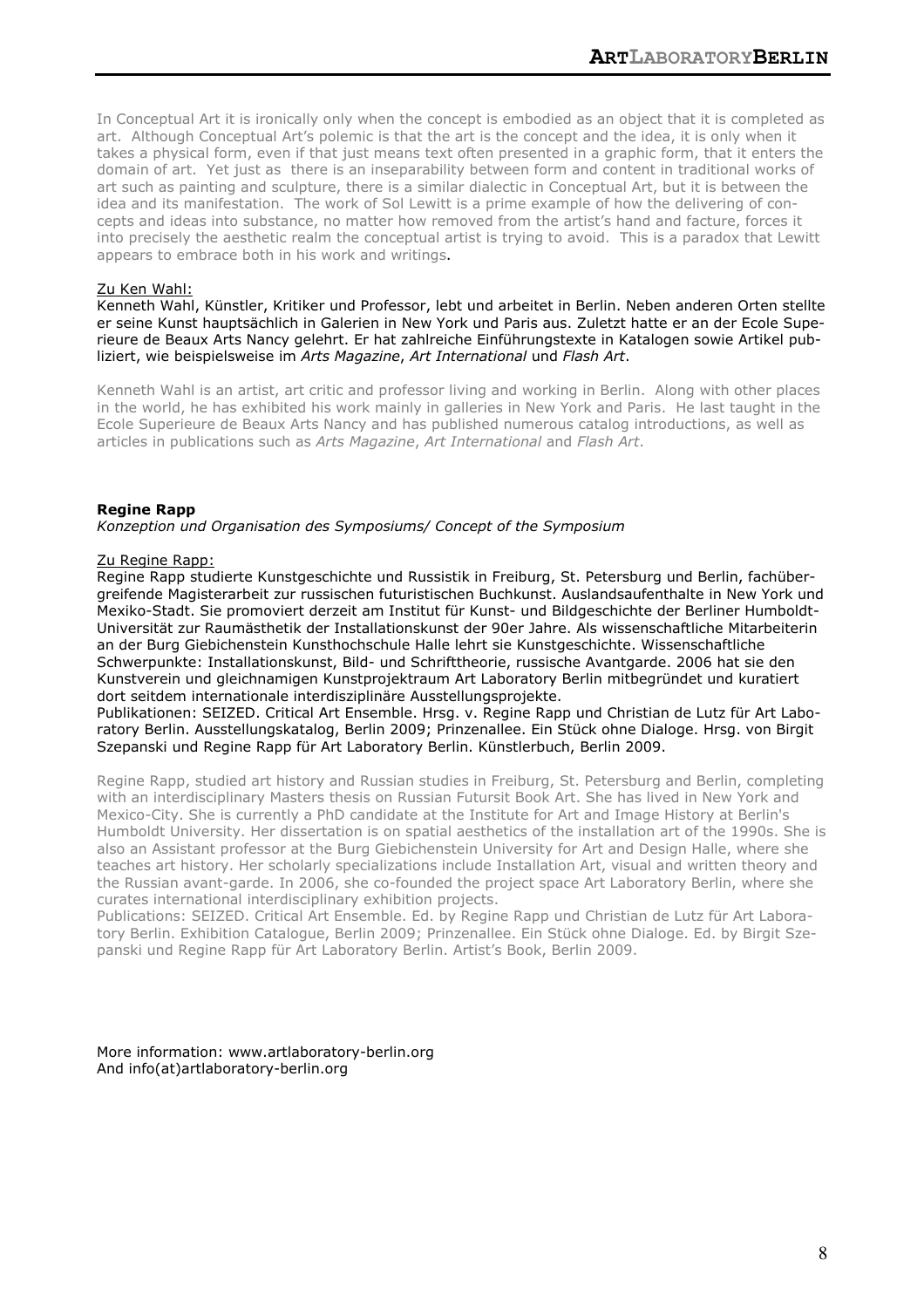In Conceptual Art it is ironically only when the concept is embodied as an object that it is completed as art. Although Conceptual Art's polemic is that the art is the concept and the idea, it is only when it takes a physical form, even if that just means text often presented in a graphic form, that it enters the domain of art. Yet just as there is an inseparability between form and content in traditional works of art such as painting and sculpture, there is a similar dialectic in Conceptual Art, but it is between the idea and its manifestation. The work of Sol Lewitt is a prime example of how the delivering of concepts and ideas into substance, no matter how removed from the artist's hand and facture, forces it into precisely the aesthetic realm the conceptual artist is trying to avoid. This is a paradox that Lewitt appears to embrace both in his work and writings.

Zu Ken Wahl:
Kenneth Wahl, Künstler, Kritiker und Professor, lebt und arbeitet in Berlin. Neben anderen Orten stellte er seine Kunst hauptsächlich in Galerien in New York und Paris aus. Zuletzt hatte er an der Ecole Superieure de Beaux Arts Nancy gelehrt. Er hat zahlreiche Einführungstexte in Katalogen sowie Artikel publiziert, wie beispielsweise im *Arts Magazine*, *Art International* und *Flash Art*.

Kenneth Wahl is an artist, art critic and professor living and working in Berlin. Along with other places in the world, he has exhibited his work mainly in galleries in New York and Paris. He last taught in the Ecole Superieure de Beaux Arts Nancy and has published numerous catalog introductions, as well as articles in publications such as *Arts Magazine*, *Art International* and *Flash Art*.

**Regine Rapp**
*Konzeption und Organisation des Symposiums/ Concept of the Symposium*

Zu Regine Rapp:
Regine Rapp studierte Kunstgeschichte und Russistik in Freiburg, St. Petersburg und Berlin, fachübergreifende Magisterarbeit zur russischen futuristischen Buchkunst. Auslandsaufenthalte in New York und Mexiko-Stadt. Sie promoviert derzeit am Institut für Kunst- und Bildgeschichte der Berliner Humboldt-Universität zur Raumästhetik der Installationskunst der 90er Jahre. Als wissenschaftliche Mitarbeiterin an der Burg Giebichenstein Kunsthochschule Halle lehrt sie Kunstgeschichte. Wissenschaftliche Schwerpunkte: Installationskunst, Bild- und Schrifttheorie, russische Avantgarde. 2006 hat sie den Kunstverein und gleichnamigen Kunstprojektraum Art Laboratory Berlin mitbegründet und kuratiert dort seitdem internationale interdisziplinäre Ausstellungsprojekte.
Publikationen: SEIZED. Critical Art Ensemble. Hrsg. v. Regine Rapp und Christian de Lutz für Art Laboratory Berlin. Ausstellungskatalog, Berlin 2009; Prinzenallee. Ein Stück ohne Dialoge. Hrsg. von Birgit Szepanski und Regine Rapp für Art Laboratory Berlin. Künstlerbuch, Berlin 2009.

Regine Rapp, studied art history and Russian studies in Freiburg, St. Petersburg and Berlin, completing with an interdisciplinary Masters thesis on Russian Futursit Book Art. She has lived in New York and Mexico-City. She is currently a PhD candidate at the Institute for Art and Image History at Berlin's Humboldt University. Her dissertation is on spatial aesthetics of the installation art of the 1990s. She is also an Assistant professor at the Burg Giebichenstein University for Art and Design Halle, where she teaches art history. Her scholarly specializations include Installation Art, visual and written theory and the Russian avant-garde. In 2006, she co-founded the project space Art Laboratory Berlin, where she curates international interdisciplinary exhibition projects.
Publications: SEIZED. Critical Art Ensemble. Ed. by Regine Rapp und Christian de Lutz für Art Laboratory Berlin. Exhibition Catalogue, Berlin 2009; Prinzenallee. Ein Stück ohne Dialoge. Ed. by Birgit Szepanski und Regine Rapp für Art Laboratory Berlin. Artist's Book, Berlin 2009.

More information: www.artlaboratory-berlin.org
And info(at)artlaboratory-berlin.org